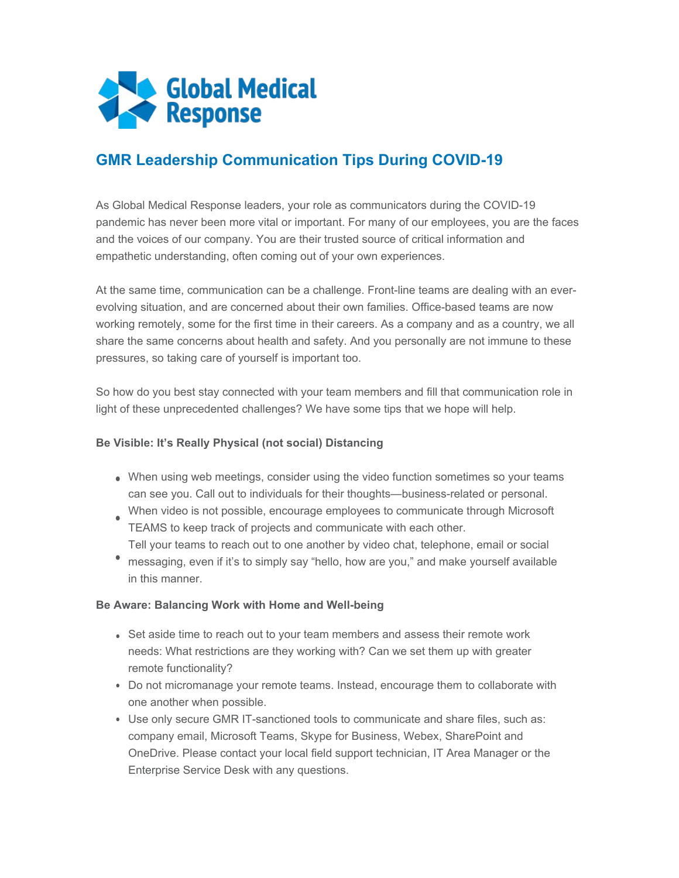# GMR Leadership Communication Tips During COVID-19

As Global Medical Response leaders, your role as communicators during the COVID-19 pandemic has never been more vital or important. For many of our employees, you are the faces and the voices of our company. You are their trusted source of critical information and empathetic understanding, often coming out of your own experiences.

At the same time, communication can be a challenge. Front-line teams are dealing with an ever-evolving situation, and are concerned about their own families. Office-based teams are now working remotely, some for the first time in their careers. As a company and as a country, we all share the same concerns about health and safety. And you personally are not immune to these pressures, so taking care of yourself is important too.

So how do you best stay connected with your team members and fill that communication role in light of these unprecedented challenges? We have some tips that we hope will help.

**Be Visible: It's Really Physical (not social) Distancing**

- When using web meetings, consider using the video function sometimes so your teams can see you. Call out to individuals for their thoughts—business-related or personal.
- When video is not possible, encourage employees to communicate through Microsoft TEAMS to keep track of projects and communicate with each other.
- Tell your teams to reach out to one another by video chat, telephone, email or social messaging, even if it's to simply say "hello, how are you," and make yourself available in this manner.

**Be Aware: Balancing Work with Home and Well-being**

- Set aside time to reach out to your team members and assess their remote work needs: What restrictions are they working with? Can we set them up with greater remote functionality?
- Do not micromanage your remote teams. Instead, encourage them to collaborate with one another when possible.
- Use only secure GMR IT-sanctioned tools to communicate and share files, such as: company email, Microsoft Teams, Skype for Business, Webex, SharePoint and OneDrive. Please contact your local field support technician, IT Area Manager or the Enterprise Service Desk with any questions.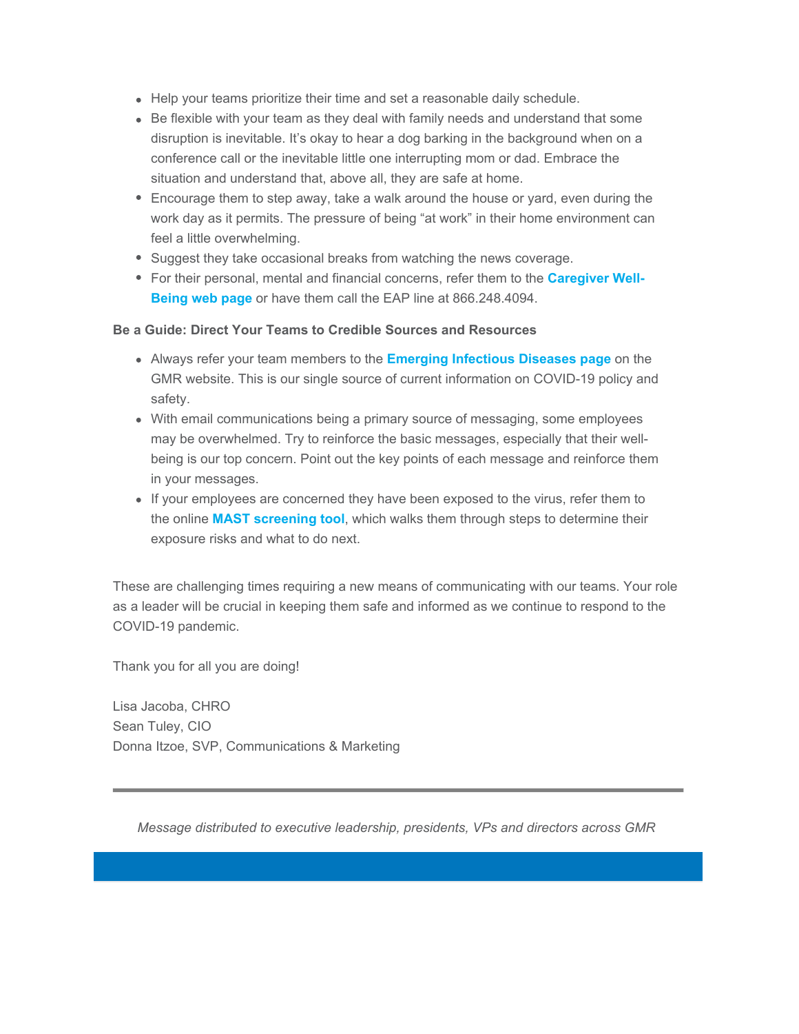- Help your teams prioritize their time and set a reasonable daily schedule.
- Be flexible with your team as they deal with family needs and understand that some disruption is inevitable. It's okay to hear a dog barking in the background when on a conference call or the inevitable little one interrupting mom or dad. Embrace the situation and understand that, above all, they are safe at home.
- Encourage them to step away, take a walk around the house or yard, even during the work day as it permits. The pressure of being "at work" in their home environment can feel a little overwhelming.
- Suggest they take occasional breaks from watching the news coverage.
- For their personal, mental and financial concerns, refer them to the **Caregiver Well-Being web page** or have them call the EAP line at 866.248.4094.

**Be a Guide: Direct Your Teams to Credible Sources and Resources**

- Always refer your team members to the **Emerging Infectious Diseases page** on the GMR website. This is our single source of current information on COVID-19 policy and safety.
- With email communications being a primary source of messaging, some employees may be overwhelmed. Try to reinforce the basic messages, especially that their well-being is our top concern. Point out the key points of each message and reinforce them in your messages.
- If your employees are concerned they have been exposed to the virus, refer them to the online **MAST screening tool**, which walks them through steps to determine their exposure risks and what to do next.

These are challenging times requiring a new means of communicating with our teams. Your role as a leader will be crucial in keeping them safe and informed as we continue to respond to the COVID-19 pandemic.

Thank you for all you are doing!

Lisa Jacoba, CHRO
Sean Tuley, CIO
Donna Itzoe, SVP, Communications & Marketing

---

*Message distributed to executive leadership, presidents, VPs and directors across GMR*